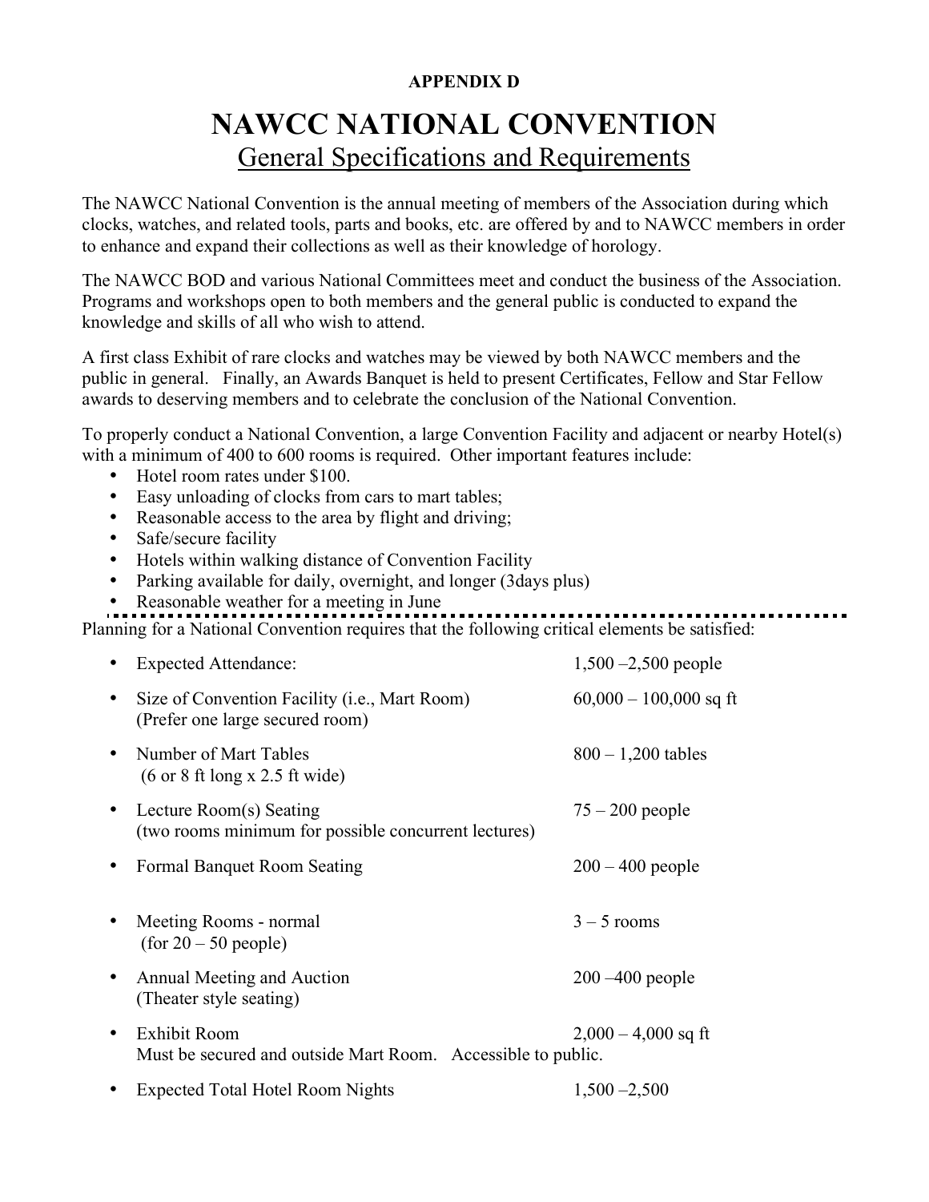**APPENDIX D**

# NAWCC NATIONAL CONVENTION

## General Specifications and Requirements

The NAWCC National Convention is the annual meeting of members of the Association during which clocks, watches, and related tools, parts and books, etc. are offered by and to NAWCC members in order to enhance and expand their collections as well as their knowledge of horology.

The NAWCC BOD and various National Committees meet and conduct the business of the Association. Programs and workshops open to both members and the general public is conducted to expand the knowledge and skills of all who wish to attend.

A first class Exhibit of rare clocks and watches may be viewed by both NAWCC members and the public in general. Finally, an Awards Banquet is held to present Certificates, Fellow and Star Fellow awards to deserving members and to celebrate the conclusion of the National Convention.

To properly conduct a National Convention, a large Convention Facility and adjacent or nearby Hotel(s) with a minimum of 400 to 600 rooms is required. Other important features include:

- Hotel room rates under $100.
- Easy unloading of clocks from cars to mart tables;
- Reasonable access to the area by flight and driving;
- Safe/secure facility
- Hotels within walking distance of Convention Facility
- Parking available for daily, overnight, and longer (3days plus)
- Reasonable weather for a meeting in June

---

Planning for a National Convention requires that the following critical elements be satisfied:

- Expected Attendance: 1,500 –2,500 people
- Size of Convention Facility (i.e., Mart Room) (Prefer one large secured room) 60,000 – 100,000 sq ft
- Number of Mart Tables (6 or 8 ft long x 2.5 ft wide) 800 – 1,200 tables
- Lecture Room(s) Seating (two rooms minimum for possible concurrent lectures) 75 – 200 people
- Formal Banquet Room Seating 200 – 400 people
- Meeting Rooms - normal (for 20 – 50 people) 3 – 5 rooms
- Annual Meeting and Auction (Theater style seating) 200 –400 people
- Exhibit Room 2,000 – 4,000 sq ft
  Must be secured and outside Mart Room. Accessible to public.
- Expected Total Hotel Room Nights 1,500 –2,500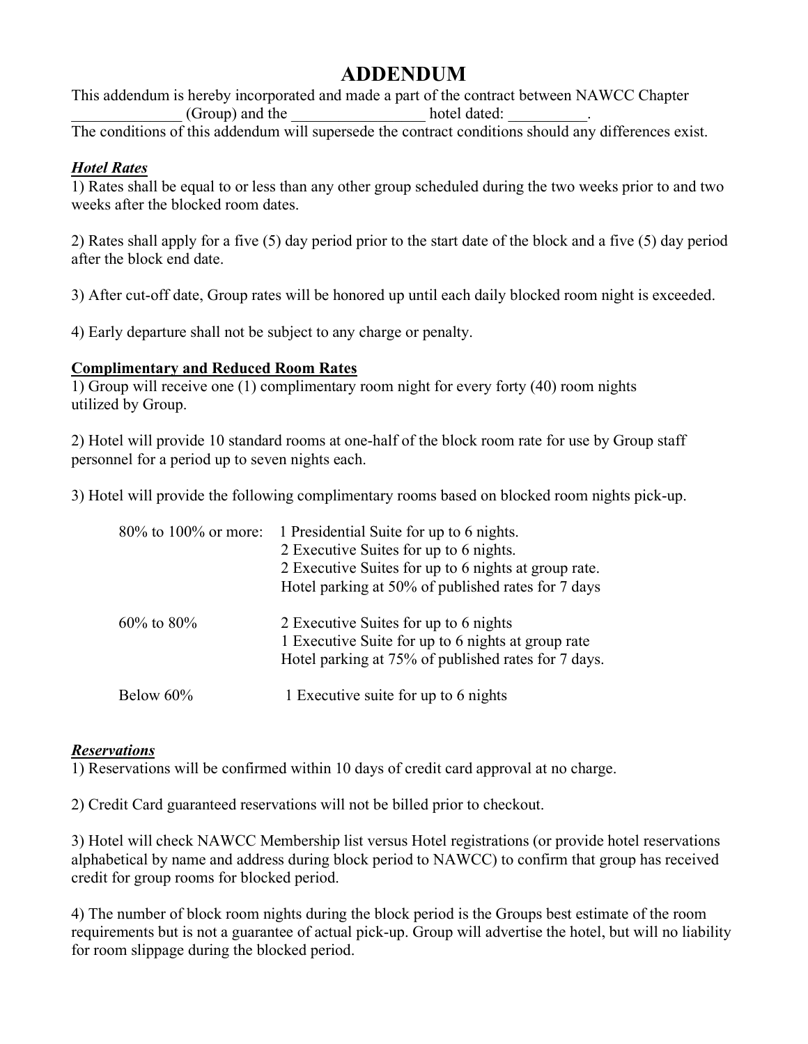# ADDENDUM

This addendum is hereby incorporated and made a part of the contract between NAWCC Chapter ______________ (Group) and the _________________ hotel dated: __________.
The conditions of this addendum will supersede the contract conditions should any differences exist.

***Hotel Rates***

1) Rates shall be equal to or less than any other group scheduled during the two weeks prior to and two weeks after the blocked room dates.

2) Rates shall apply for a five (5) day period prior to the start date of the block and a five (5) day period after the block end date.

3) After cut-off date, Group rates will be honored up until each daily blocked room night is exceeded.

4) Early departure shall not be subject to any charge or penalty.

**Complimentary and Reduced Room Rates**

1) Group will receive one (1) complimentary room night for every forty (40) room nights utilized by Group.

2) Hotel will provide 10 standard rooms at one-half of the block room rate for use by Group staff personnel for a period up to seven nights each.

3) Hotel will provide the following complimentary rooms based on blocked room nights pick-up.

| | |
|---|---|
| 80% to 100% or more: | 1 Presidential Suite for up to 6 nights.<br>2 Executive Suites for up to 6 nights.<br>2 Executive Suites for up to 6 nights at group rate.<br>Hotel parking at 50% of published rates for 7 days |
| 60% to 80% | 2 Executive Suites for up to 6 nights<br>1 Executive Suite for up to 6 nights at group rate<br>Hotel parking at 75% of published rates for 7 days. |
| Below 60% | 1 Executive suite for up to 6 nights |

***Reservations***

1) Reservations will be confirmed within 10 days of credit card approval at no charge.

2) Credit Card guaranteed reservations will not be billed prior to checkout.

3) Hotel will check NAWCC Membership list versus Hotel registrations (or provide hotel reservations alphabetical by name and address during block period to NAWCC) to confirm that group has received credit for group rooms for blocked period.

4) The number of block room nights during the block period is the Groups best estimate of the room requirements but is not a guarantee of actual pick-up. Group will advertise the hotel, but will no liability for room slippage during the blocked period.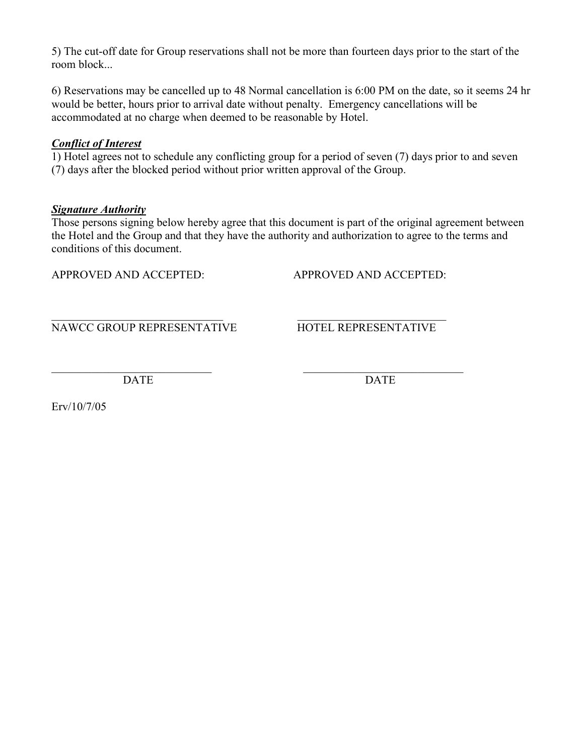5) The cut-off date for Group reservations shall not be more than fourteen days prior to the start of the room block...

6) Reservations may be cancelled up to 48 Normal cancellation is 6:00 PM on the date, so it seems 24 hr would be better, hours prior to arrival date without penalty. Emergency cancellations will be accommodated at no charge when deemed to be reasonable by Hotel.

***Conflict of Interest***

1) Hotel agrees not to schedule any conflicting group for a period of seven (7) days prior to and seven (7) days after the blocked period without prior written approval of the Group.

***Signature Authority***

Those persons signing below hereby agree that this document is part of the original agreement between the Hotel and the Group and that they have the authority and authorization to agree to the terms and conditions of this document.

APPROVED AND ACCEPTED:

\_\_\_\_\_\_\_\_\_\_\_\_\_\_\_\_\_\_\_\_\_\_\_\_\_\_\_\_\_\_\_\_
NAWCC GROUP REPRESENTATIVE

\_\_\_\_\_\_\_\_\_\_\_\_\_\_\_\_\_\_\_\_\_\_\_\_\_\_\_\_\_\_\_\_
DATE

APPROVED AND ACCEPTED:

\_\_\_\_\_\_\_\_\_\_\_\_\_\_\_\_\_\_\_\_\_\_\_\_\_\_\_\_\_\_\_\_
HOTEL REPRESENTATIVE

\_\_\_\_\_\_\_\_\_\_\_\_\_\_\_\_\_\_\_\_\_\_\_\_\_\_\_\_\_\_\_\_
DATE

Erv/10/7/05